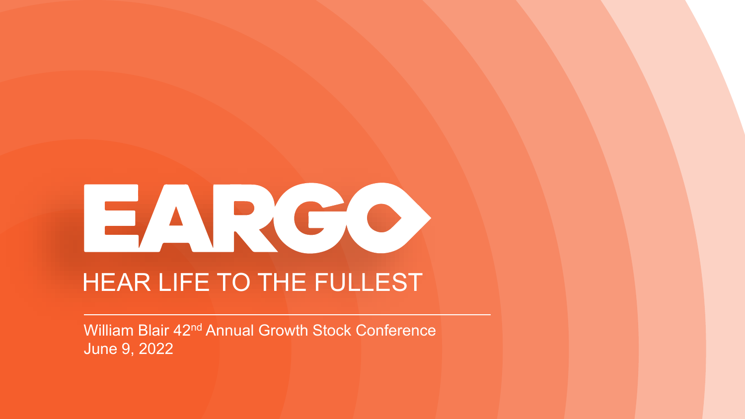# EARGO

## HEAR LIFE TO THE FULLEST

William Blair 42nd Annual Growth Stock Conference
June 9, 2022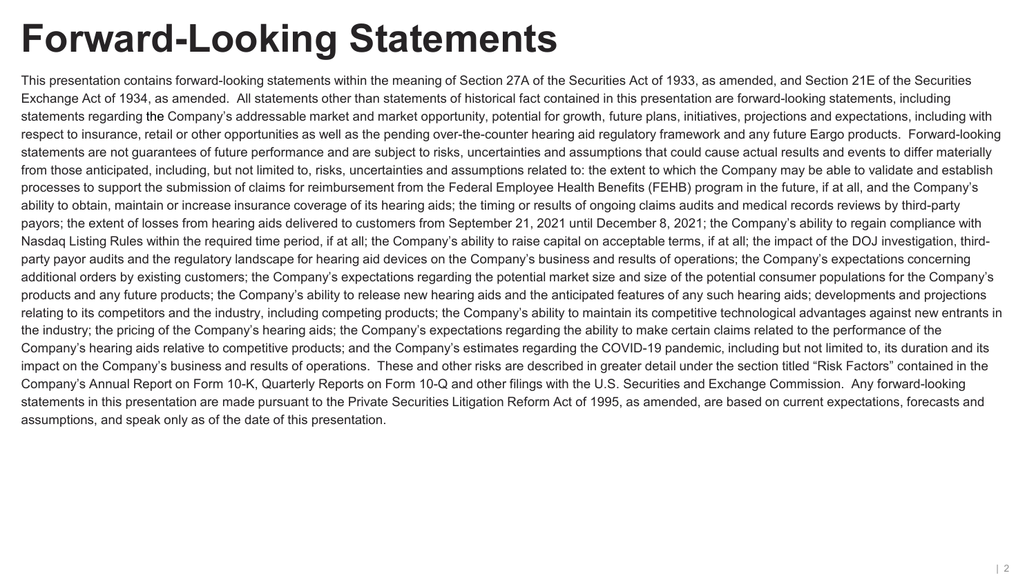# Forward-Looking Statements

This presentation contains forward-looking statements within the meaning of Section 27A of the Securities Act of 1933, as amended, and Section 21E of the Securities Exchange Act of 1934, as amended. All statements other than statements of historical fact contained in this presentation are forward-looking statements, including statements regarding the Company's addressable market and market opportunity, potential for growth, future plans, initiatives, projections and expectations, including with respect to insurance, retail or other opportunities as well as the pending over-the-counter hearing aid regulatory framework and any future Eargo products. Forward-looking statements are not guarantees of future performance and are subject to risks, uncertainties and assumptions that could cause actual results and events to differ materially from those anticipated, including, but not limited to, risks, uncertainties and assumptions related to: the extent to which the Company may be able to validate and establish processes to support the submission of claims for reimbursement from the Federal Employee Health Benefits (FEHB) program in the future, if at all, and the Company's ability to obtain, maintain or increase insurance coverage of its hearing aids; the timing or results of ongoing claims audits and medical records reviews by third-party payors; the extent of losses from hearing aids delivered to customers from September 21, 2021 until December 8, 2021; the Company's ability to regain compliance with Nasdaq Listing Rules within the required time period, if at all; the Company's ability to raise capital on acceptable terms, if at all; the impact of the DOJ investigation, third-party payor audits and the regulatory landscape for hearing aid devices on the Company's business and results of operations; the Company's expectations concerning additional orders by existing customers; the Company's expectations regarding the potential market size and size of the potential consumer populations for the Company's products and any future products; the Company's ability to release new hearing aids and the anticipated features of any such hearing aids; developments and projections relating to its competitors and the industry, including competing products; the Company's ability to maintain its competitive technological advantages against new entrants in the industry; the pricing of the Company's hearing aids; the Company's expectations regarding the ability to make certain claims related to the performance of the Company's hearing aids relative to competitive products; and the Company's estimates regarding the COVID-19 pandemic, including but not limited to, its duration and its impact on the Company's business and results of operations. These and other risks are described in greater detail under the section titled "Risk Factors" contained in the Company's Annual Report on Form 10-K, Quarterly Reports on Form 10-Q and other filings with the U.S. Securities and Exchange Commission. Any forward-looking statements in this presentation are made pursuant to the Private Securities Litigation Reform Act of 1995, as amended, are based on current expectations, forecasts and assumptions, and speak only as of the date of this presentation.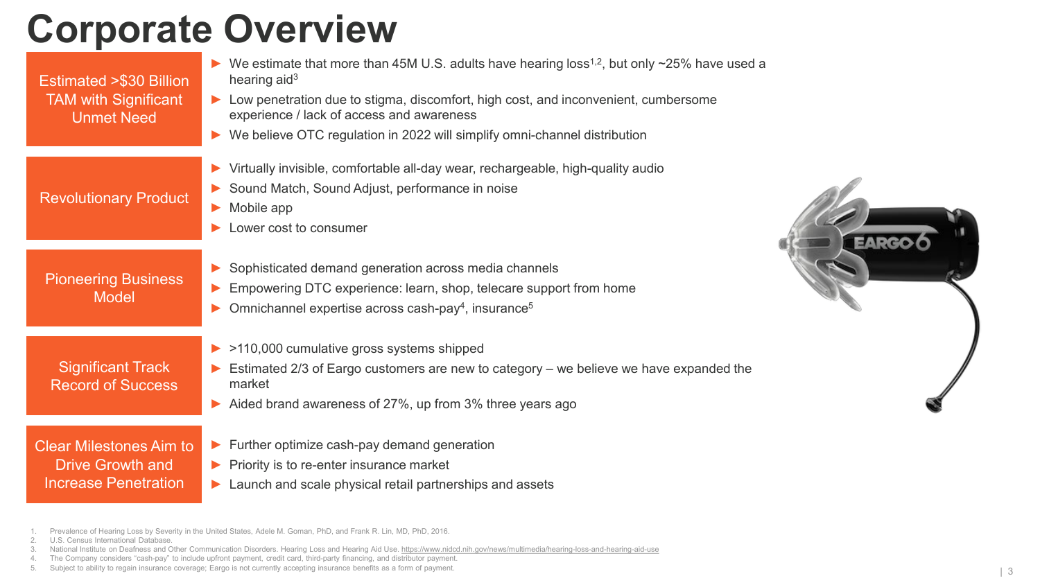# Corporate Overview

**Estimated >$30 Billion TAM with Significant Unmet Need**

- We estimate that more than 45M U.S. adults have hearing loss[1,2], but only ~25% have used a hearing aid[3]
- Low penetration due to stigma, discomfort, high cost, and inconvenient, cumbersome experience / lack of access and awareness
- We believe OTC regulation in 2022 will simplify omni-channel distribution

**Revolutionary Product**

- Virtually invisible, comfortable all-day wear, rechargeable, high-quality audio
- Sound Match, Sound Adjust, performance in noise
- Mobile app
- Lower cost to consumer

**Pioneering Business Model**

- Sophisticated demand generation across media channels
- Empowering DTC experience: learn, shop, telecare support from home
- Omnichannel expertise across cash-pay[4], insurance[5]

**Significant Track Record of Success**

- >110,000 cumulative gross systems shipped
- Estimated 2/3 of Eargo customers are new to category – we believe we have expanded the market
- Aided brand awareness of 27%, up from 3% three years ago

**Clear Milestones Aim to Drive Growth and Increase Penetration**

- Further optimize cash-pay demand generation
- Priority is to re-enter insurance market
- Launch and scale physical retail partnerships and assets

1. Prevalence of Hearing Loss by Severity in the United States, Adele M. Goman, PhD, and Frank R. Lin, MD, PhD, 2016.
2. U.S. Census International Database.
3. National Institute on Deafness and Other Communication Disorders. Hearing Loss and Hearing Aid Use. https://www.nidcd.nih.gov/news/multimedia/hearing-loss-and-hearing-aid-use
4. The Company considers "cash-pay" to include upfront payment, credit card, third-party financing, and distributor payment.
5. Subject to ability to regain insurance coverage; Eargo is not currently accepting insurance benefits as a form of payment.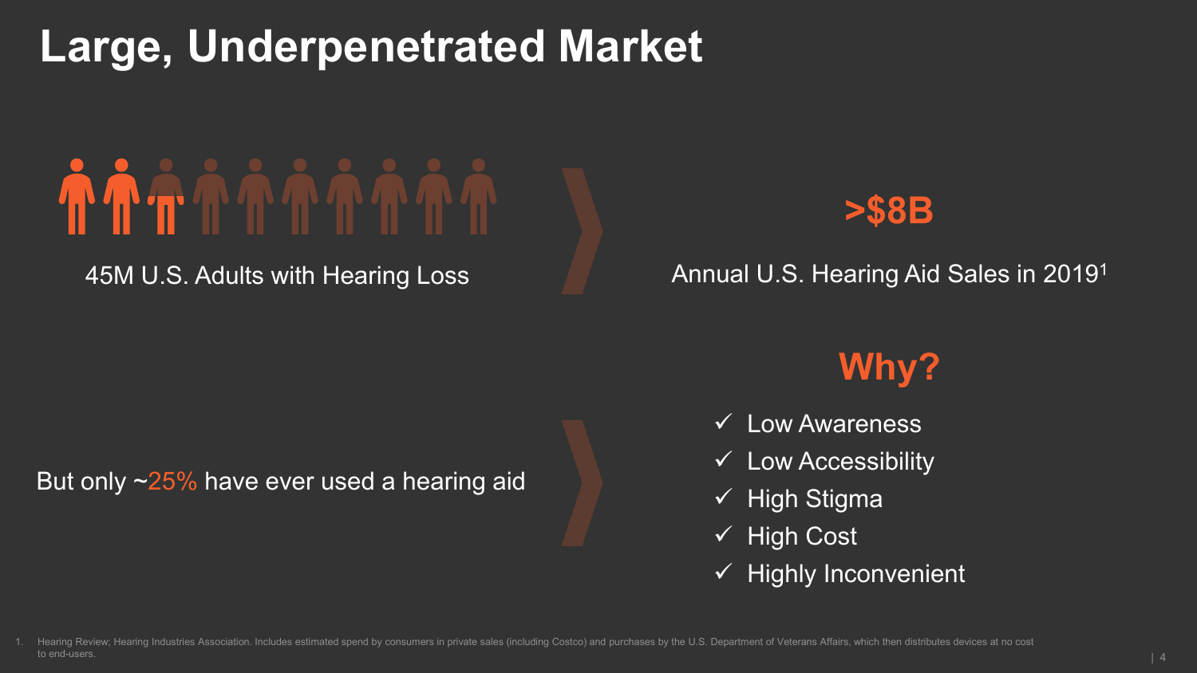# Large, Underpenetrated Market

45M U.S. Adults with Hearing Loss

**>$8B**

Annual U.S. Hearing Aid Sales in 2019[1]

But only ~25% have ever used a hearing aid

**Why?**

- ✓ Low Awareness
- ✓ Low Accessibility
- ✓ High Stigma
- ✓ High Cost
- ✓ Highly Inconvenient

1. Hearing Review; Hearing Industries Association. Includes estimated spend by consumers in private sales (including Costco) and purchases by the U.S. Department of Veterans Affairs, which then distributes devices at no cost to end-users.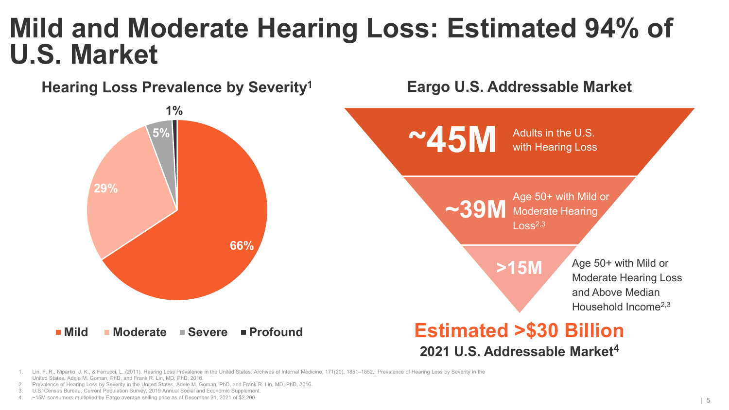# Mild and Moderate Hearing Loss: Estimated 94% of U.S. Market

## Hearing Loss Prevalence by Severity[1]

| Severity | Share |
| --- | --- |
| Mild | 66% |
| Moderate | 29% |
| Severe | 5% |
| Profound | 1% |

## Eargo U.S. Addressable Market

- **~45M** Adults in the U.S. with Hearing Loss
- **~39M** Age 50+ with Mild or Moderate Hearing Loss[2,3]
- **>15M** Age 50+ with Mild or Moderate Hearing Loss and Above Median Household Income[2,3]

**Estimated >$30 Billion**

**2021 U.S. Addressable Market[4]**

1. Lin, F. R., Niparko, J. K., & Ferrucci, L. (2011). Hearing Loss Prevalence in the United States. Archives of Internal Medicine, 171(20), 1851–1852.; Prevalence of Hearing Loss by Severity in the United States, Adele M. Goman, PhD, and Frank R. Lin, MD, PhD, 2016.
2. Prevalence of Hearing Loss by Severity in the United States, Adele M. Goman, PhD, and Frank R. Lin, MD, PhD, 2016.
3. U.S. Census Bureau, Current Population Survey, 2019 Annual Social and Economic Supplement.
4. ~15M consumers multiplied by Eargo average selling price as of December 31, 2021 of $2,200.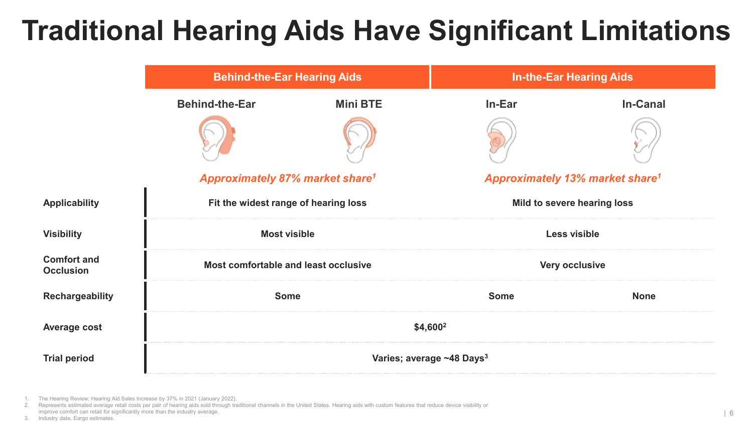# Traditional Hearing Aids Have Significant Limitations

| | Behind-the-Ear Hearing Aids | | In-the-Ear Hearing Aids | |
|---|---|---|---|---|
| | Behind-the-Ear | Mini BTE | In-Ear | In-Canal |
| | *Approximately 87% market share[1]* | | *Approximately 13% market share[1]* | |
| **Applicability** | Fit the widest range of hearing loss | | Mild to severe hearing loss | |
| **Visibility** | Most visible | | Less visible | |
| **Comfort and Occlusion** | Most comfortable and least occlusive | | Very occlusive | |
| **Rechargeability** | Some | | Some | None |
| **Average cost** | $4,600[2] | | | |
| **Trial period** | Varies; average ~48 Days[3] | | | |

1. The Hearing Review; Hearing Aid Sales Increase by 37% in 2021 (January 2022).
2. Represents estimated average retail costs per pair of hearing aids sold through traditional channels in the United States. Hearing aids with custom features that reduce device visibility or improve comfort can retail for significantly more than the industry average.
3. Industry data, Eargo estimates.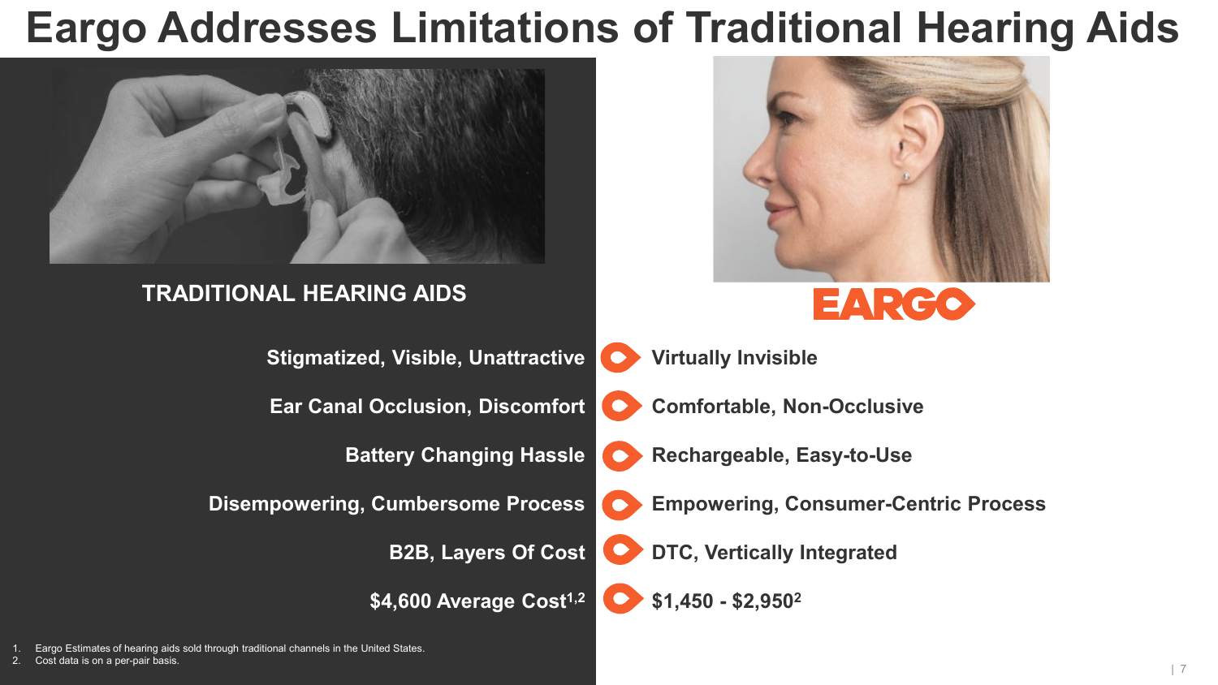# Eargo Addresses Limitations of Traditional Hearing Aids

| TRADITIONAL HEARING AIDS | EARGO |
| --- | --- |
| Stigmatized, Visible, Unattractive | Virtually Invisible |
| Ear Canal Occlusion, Discomfort | Comfortable, Non-Occlusive |
| Battery Changing Hassle | Rechargeable, Easy-to-Use |
| Disempowering, Cumbersome Process | Empowering, Consumer-Centric Process |
| B2B, Layers Of Cost | DTC, Vertically Integrated |
| $4,600 Average Cost[1,2] | $1,450 - $2,950[2] |

1. Eargo Estimates of hearing aids sold through traditional channels in the United States.
2. Cost data is on a per-pair basis.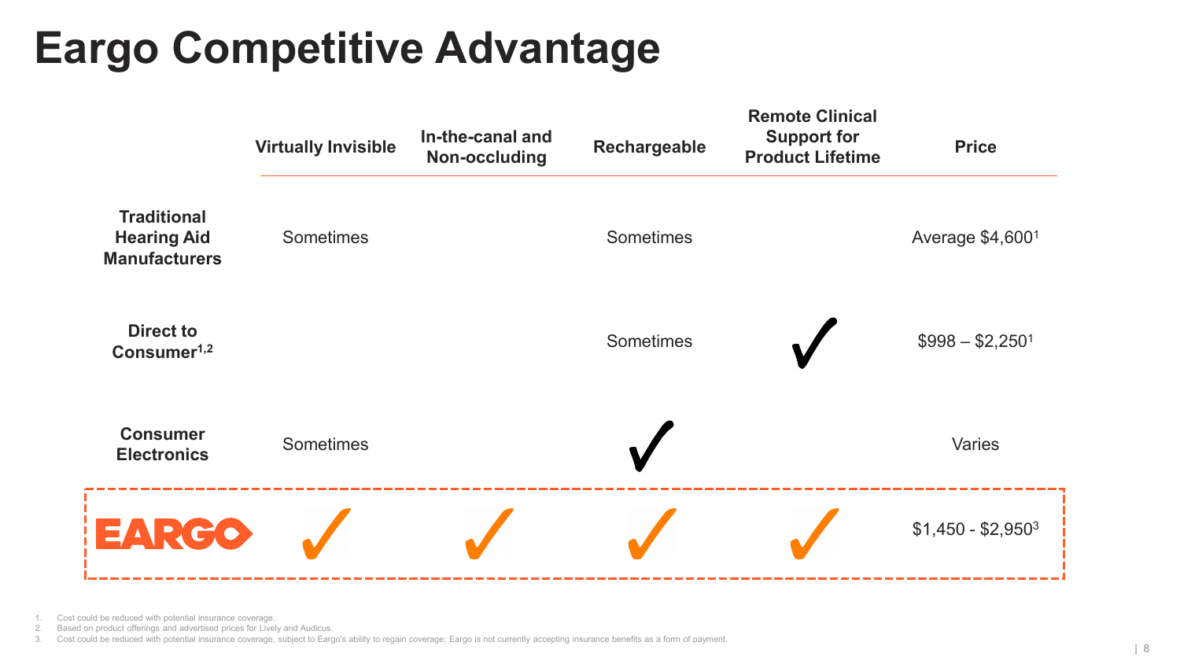# Eargo Competitive Advantage

| | Virtually Invisible | In-the-canal and Non-occluding | Rechargeable | Remote Clinical Support for Product Lifetime | Price |
|---|---|---|---|---|---|
| **Traditional Hearing Aid Manufacturers** | Sometimes | | Sometimes | | Average $4,600[1] |
| **Direct to Consumer[1,2]** | | | Sometimes | ✓ | $998 – $2,250[1] |
| **Consumer Electronics** | Sometimes | | ✓ | | Varies |
| **EARGO** | ✓ | ✓ | ✓ | ✓ | $1,450 - $2,950[3] |

1. Cost could be reduced with potential insurance coverage.
2. Based on product offerings and advertised prices for Lively and Audicus.
3. Cost could be reduced with potential insurance coverage, subject to Eargo's ability to regain coverage; Eargo is not currently accepting insurance benefits as a form of payment.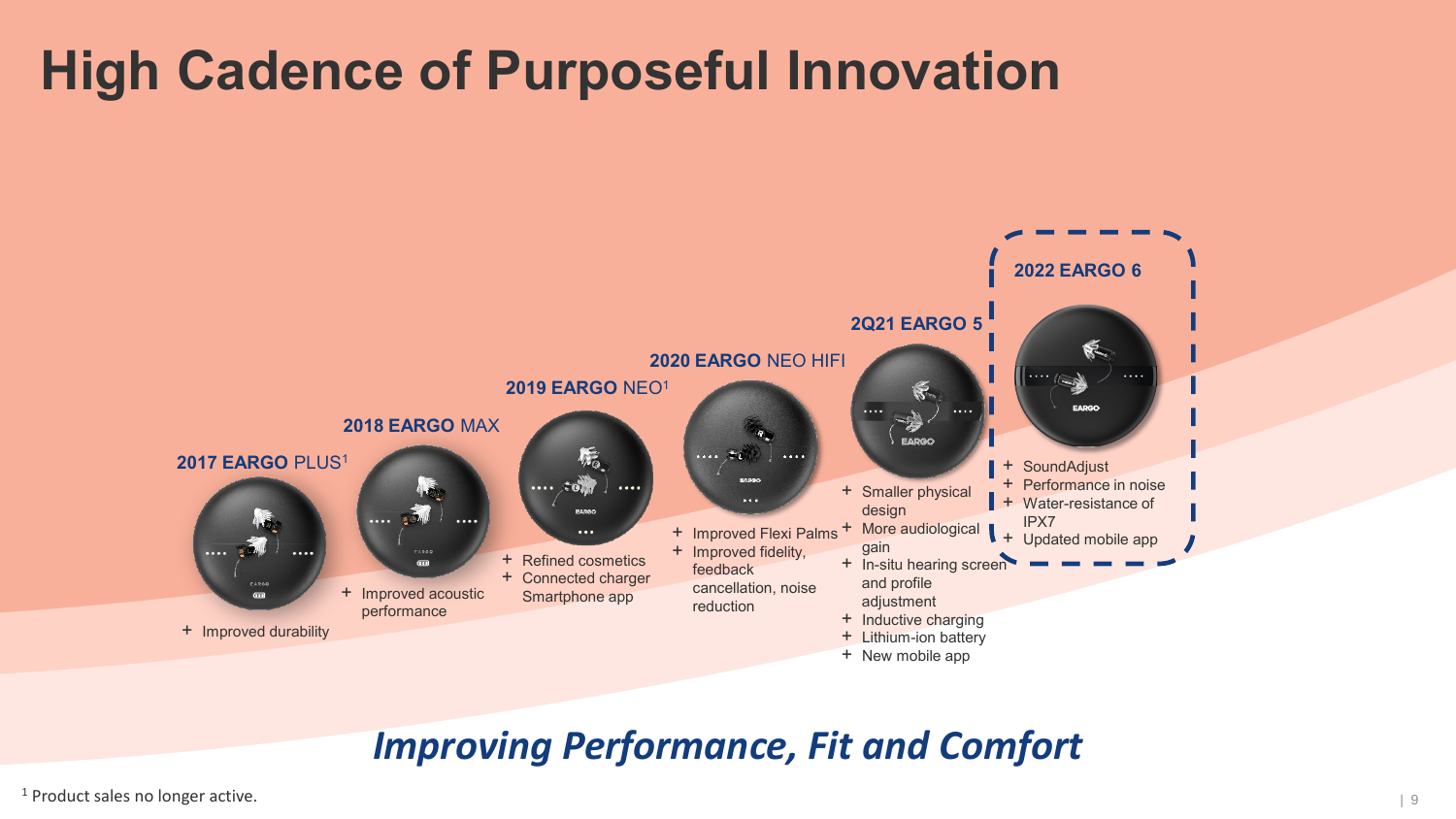# High Cadence of Purposeful Innovation

**2017 EARGO PLUS**[1]

- Improved durability

**2018 EARGO MAX**

- Improved acoustic performance

**2019 EARGO NEO**[1]

- Refined cosmetics
- Connected charger
- Smartphone app

**2020 EARGO NEO HIFI**

- Improved Flexi Palms
- Improved fidelity, feedback cancellation, noise reduction

**2Q21 EARGO 5**

- Smaller physical design
- More audiological gain
- In-situ hearing screen and profile adjustment
- Inductive charging
- Lithium-ion battery
- New mobile app

**2022 EARGO 6**

- SoundAdjust
- Performance in noise
- Water-resistance of IPX7
- Updated mobile app

***Improving Performance, Fit and Comfort***

[1] Product sales no longer active.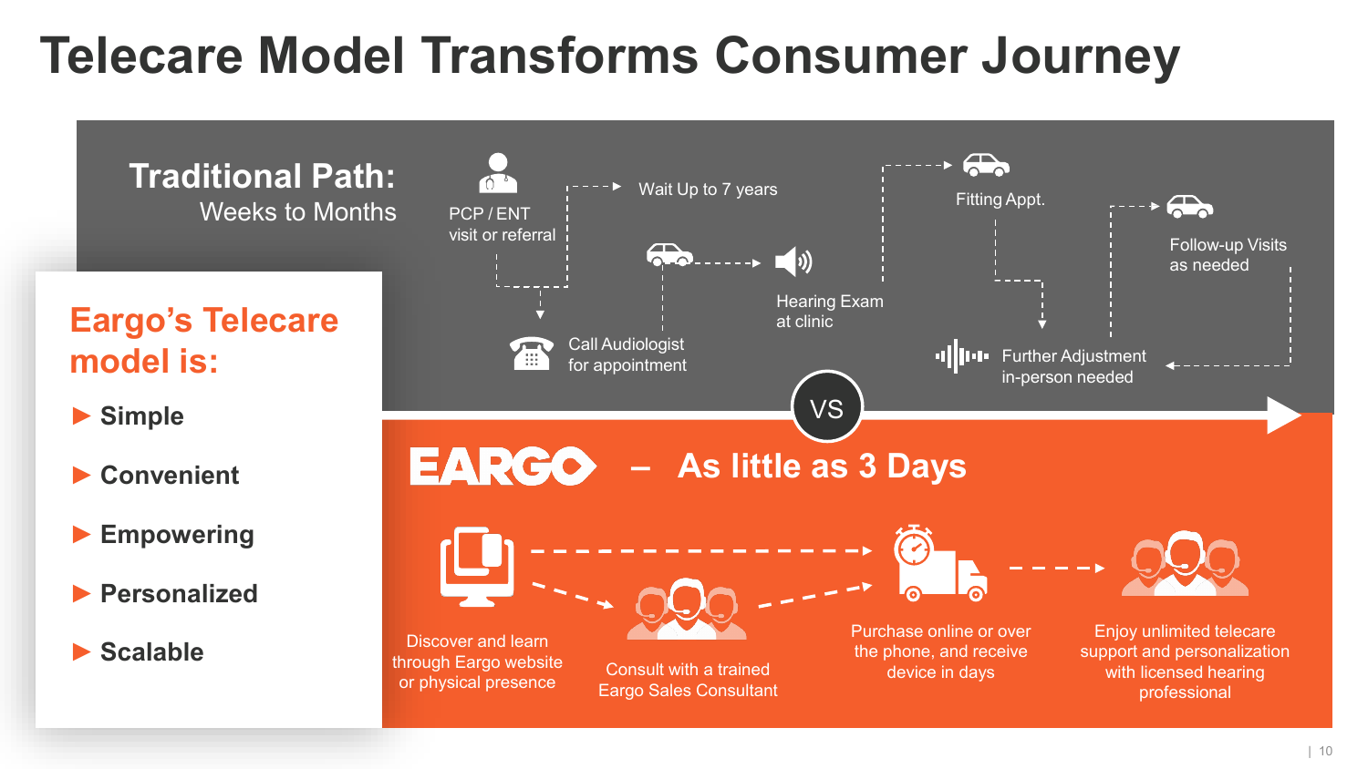# Telecare Model Transforms Consumer Journey

## Traditional Path:
Weeks to Months

- PCP / ENT visit or referral
- Call Audiologist for appointment
- Wait Up to 7 years
- Hearing Exam at clinic
- Fitting Appt.
- Further Adjustment in-person needed
- Follow-up Visits as needed

VS

## EARGO – As little as 3 Days

- Discover and learn through Eargo website or physical presence
- Consult with a trained Eargo Sales Consultant
- Purchase online or over the phone, and receive device in days
- Enjoy unlimited telecare support and personalization with licensed hearing professional

## Eargo's Telecare model is:

- Simple
- Convenient
- Empowering
- Personalized
- Scalable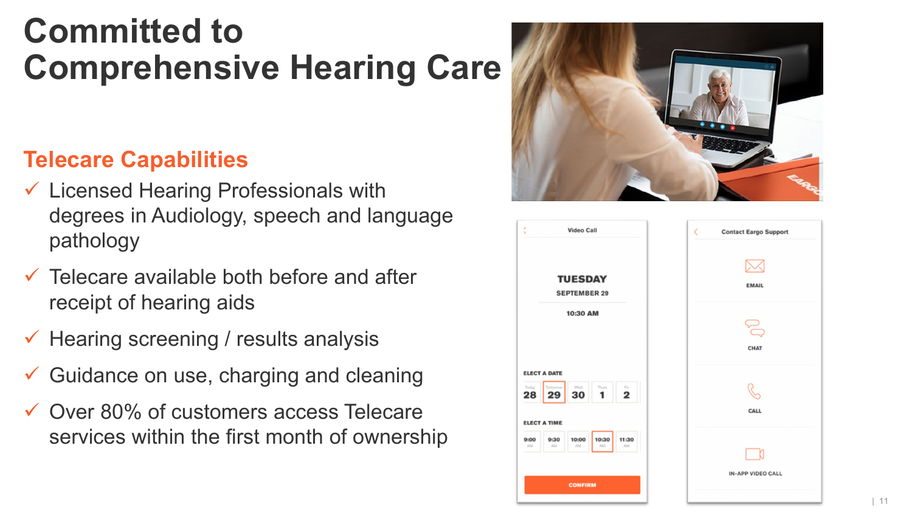# Committed to Comprehensive Hearing Care

## Telecare Capabilities

- ✓ Licensed Hearing Professionals with degrees in Audiology, speech and language pathology
- ✓ Telecare available both before and after receipt of hearing aids
- ✓ Hearing screening / results analysis
- ✓ Guidance on use, charging and cleaning
- ✓ Over 80% of customers access Telecare services within the first month of ownership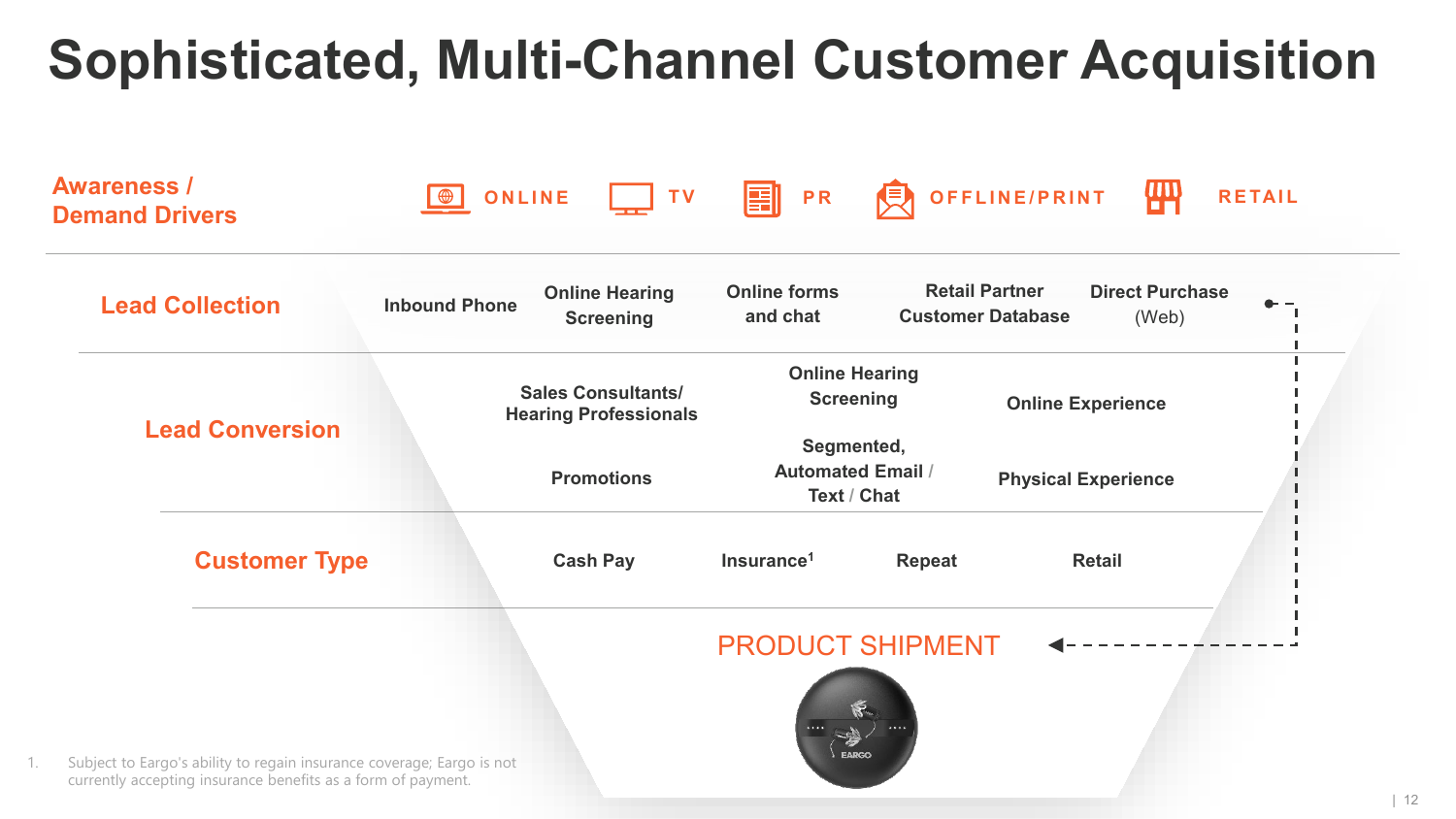# Sophisticated, Multi-Channel Customer Acquisition

**Awareness / Demand Drivers**

ONLINE | TV | PR | OFFLINE/PRINT | RETAIL

**Lead Collection**

- Inbound Phone
- Online Hearing Screening
- Online forms and chat
- Retail Partner Customer Database
- Direct Purchase (Web)

**Lead Conversion**

- Sales Consultants/ Hearing Professionals
- Promotions
- Online Hearing Screening
- Segmented, Automated Email / Text / Chat
- Online Experience
- Physical Experience

**Customer Type**

- Cash Pay
- Insurance[1]
- Repeat
- Retail

PRODUCT SHIPMENT

1. Subject to Eargo's ability to regain insurance coverage; Eargo is not currently accepting insurance benefits as a form of payment.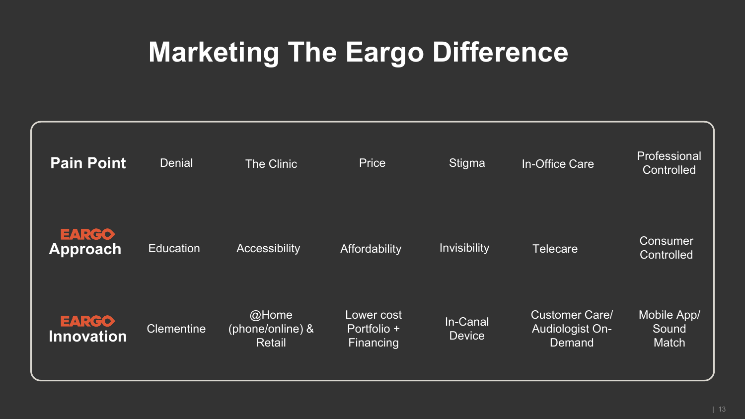# Marketing The Eargo Difference

| Pain Point | Denial | The Clinic | Price | Stigma | In-Office Care | Professional Controlled |
|---|---|---|---|---|---|---|
| EARGO Approach | Education | Accessibility | Affordability | Invisibility | Telecare | Consumer Controlled |
| EARGO Innovation | Clementine | @Home (phone/online) & Retail | Lower cost Portfolio + Financing | In-Canal Device | Customer Care/ Audiologist On-Demand | Mobile App/ Sound Match |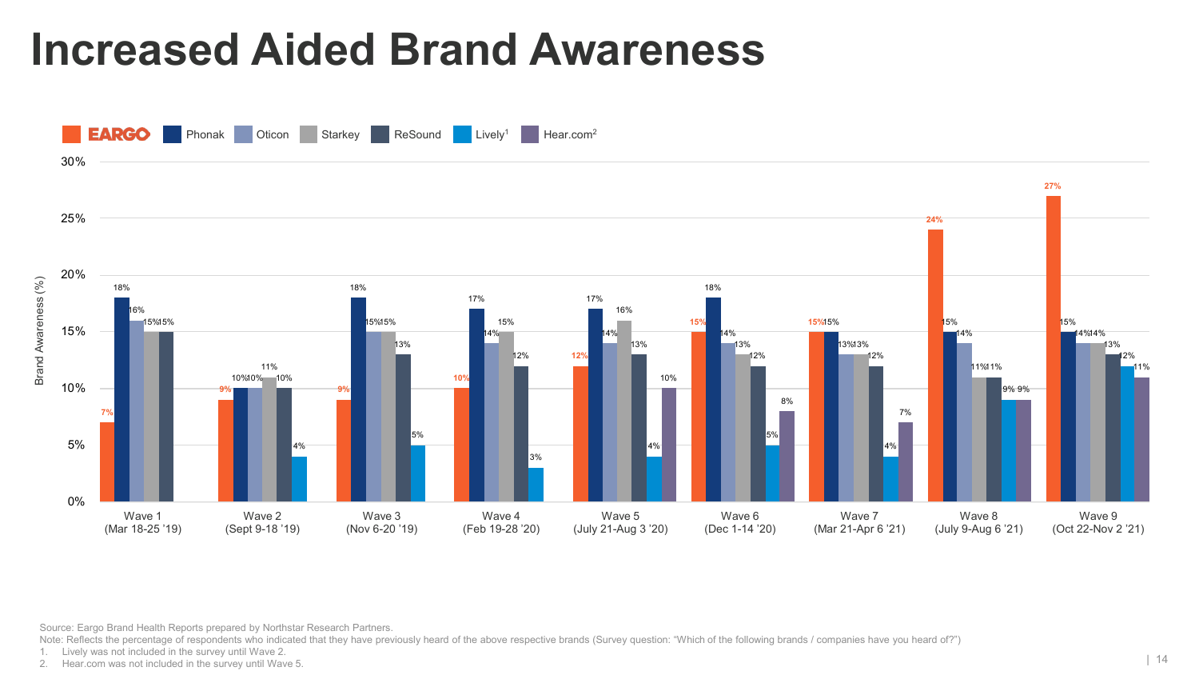# Increased Aided Brand Awareness

| Wave | EARGO | Phonak | Oticon | Starkey | ReSound | Lively[1] | Hear.com[2] |
|---|---|---|---|---|---|---|---|
| Wave 1 (Mar 18-25 '19) | 7% | 18% | 16% | 15% | 15% | | |
| Wave 2 (Sept 9-18 '19) | 9% | 10% | 10% | 11% | 10% | 4% | |
| Wave 3 (Nov 6-20 '19) | 9% | 18% | 15% | 15% | 13% | 5% | |
| Wave 4 (Feb 19-28 '20) | 10% | 17% | 14% | 15% | 12% | 3% | |
| Wave 5 (July 21-Aug 3 '20) | 12% | 17% | 14% | 16% | 13% | 4% | 10% |
| Wave 6 (Dec 1-14 '20) | 15% | 18% | 14% | 13% | 12% | 5% | 8% |
| Wave 7 (Mar 21-Apr 6 '21) | 15% | 15% | 13% | 13% | 12% | 4% | 7% |
| Wave 8 (July 9-Aug 6 '21) | 24% | 15% | 14% | 11% | 11% | 9% | 9% |
| Wave 9 (Oct 22-Nov 2 '21) | 27% | 15% | 14% | 14% | 13% | 12% | 11% |

Source: Eargo Brand Health Reports prepared by Northstar Research Partners.

Note: Reflects the percentage of respondents who indicated that they have previously heard of the above respective brands (Survey question: "Which of the following brands / companies have you heard of?")

1. Lively was not included in the survey until Wave 2.
2. Hear.com was not included in the survey until Wave 5.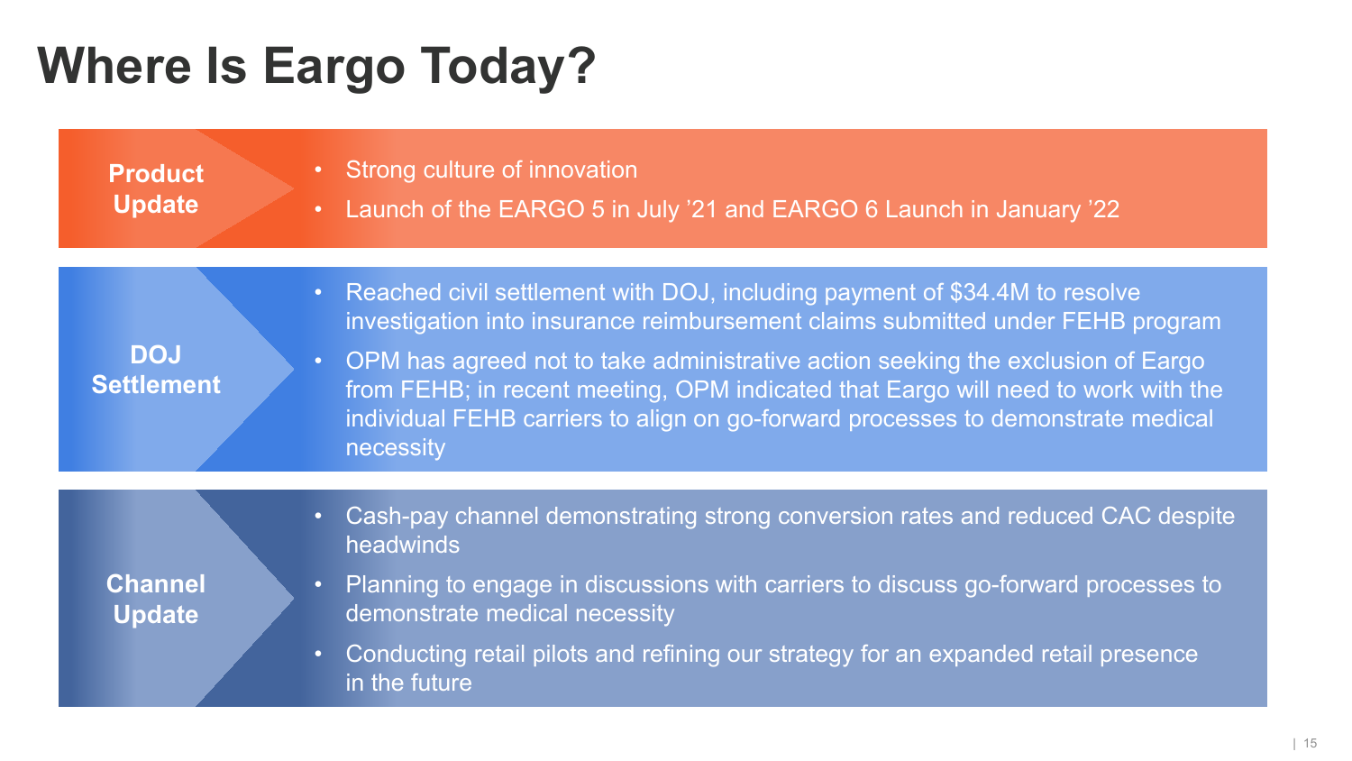# Where Is Eargo Today?

## Product Update

- Strong culture of innovation
- Launch of the EARGO 5 in July ’21 and EARGO 6 Launch in January ’22

## DOJ Settlement

- Reached civil settlement with DOJ, including payment of $34.4M to resolve investigation into insurance reimbursement claims submitted under FEHB program
- OPM has agreed not to take administrative action seeking the exclusion of Eargo from FEHB; in recent meeting, OPM indicated that Eargo will need to work with the individual FEHB carriers to align on go-forward processes to demonstrate medical necessity

## Channel Update

- Cash-pay channel demonstrating strong conversion rates and reduced CAC despite headwinds
- Planning to engage in discussions with carriers to discuss go-forward processes to demonstrate medical necessity
- Conducting retail pilots and refining our strategy for an expanded retail presence in the future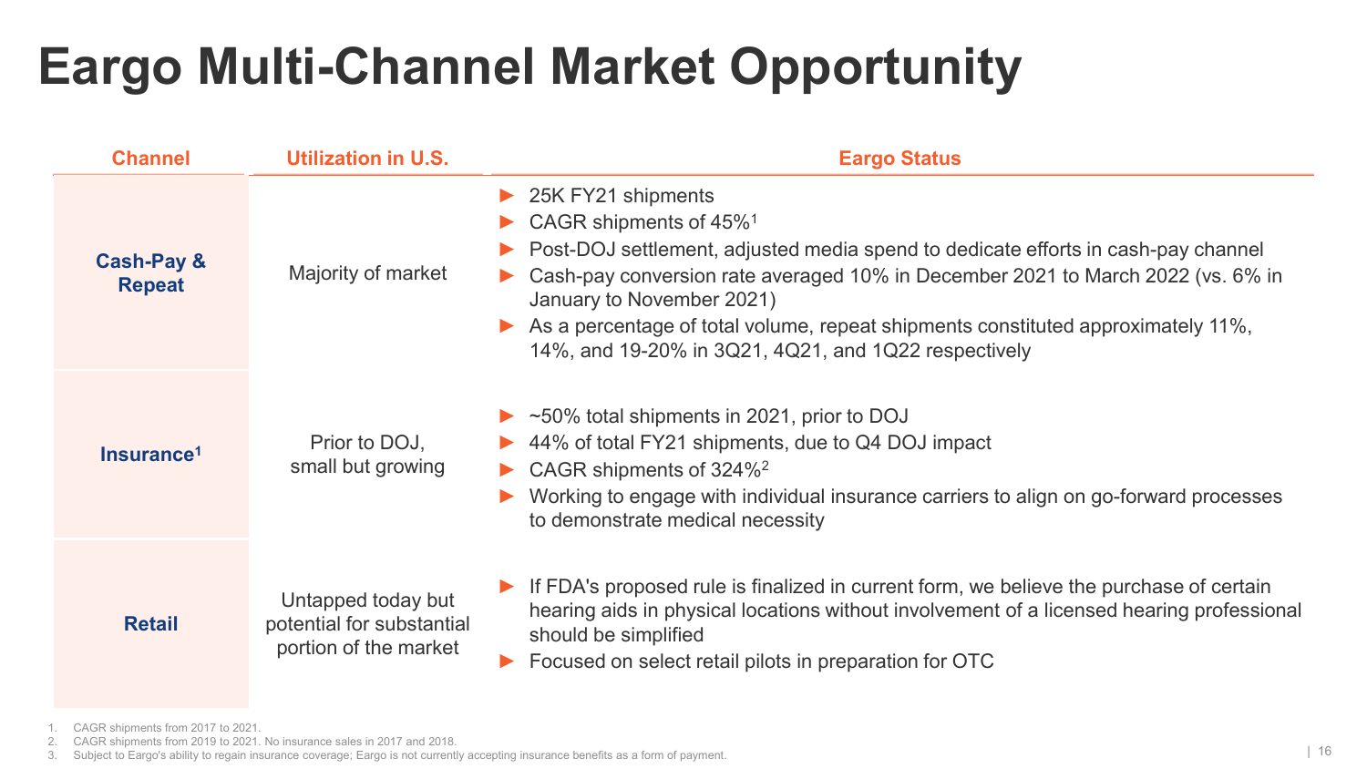# Eargo Multi-Channel Market Opportunity

| Channel | Utilization in U.S. | Eargo Status |
|---|---|---|
| **Cash-Pay & Repeat** | Majority of market | ► 25K FY21 shipments<br>► CAGR shipments of 45%[1]<br>► Post-DOJ settlement, adjusted media spend to dedicate efforts in cash-pay channel<br>► Cash-pay conversion rate averaged 10% in December 2021 to March 2022 (vs. 6% in January to November 2021)<br>► As a percentage of total volume, repeat shipments constituted approximately 11%, 14%, and 19-20% in 3Q21, 4Q21, and 1Q22 respectively |
| **Insurance[1]** | Prior to DOJ, small but growing | ► ~50% total shipments in 2021, prior to DOJ<br>► 44% of total FY21 shipments, due to Q4 DOJ impact<br>► CAGR shipments of 324%[2]<br>► Working to engage with individual insurance carriers to align on go-forward processes to demonstrate medical necessity |
| **Retail** | Untapped today but potential for substantial portion of the market | ► If FDA's proposed rule is finalized in current form, we believe the purchase of certain hearing aids in physical locations without involvement of a licensed hearing professional should be simplified<br>► Focused on select retail pilots in preparation for OTC |

1. CAGR shipments from 2017 to 2021.
2. CAGR shipments from 2019 to 2021. No insurance sales in 2017 and 2018.
3. Subject to Eargo's ability to regain insurance coverage; Eargo is not currently accepting insurance benefits as a form of payment.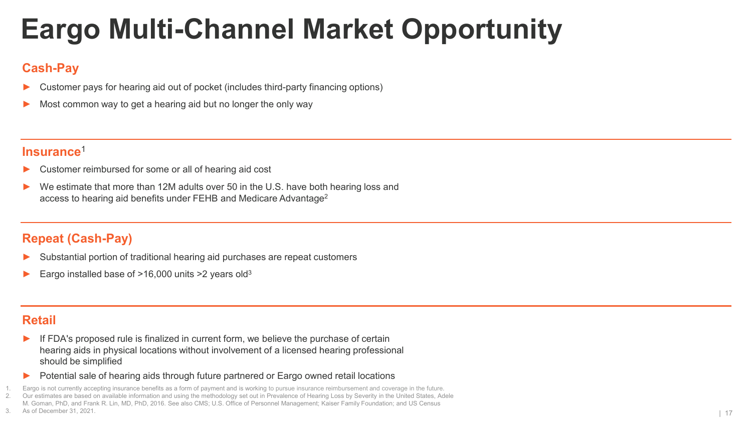# Eargo Multi-Channel Market Opportunity

## Cash-Pay

- Customer pays for hearing aid out of pocket (includes third-party financing options)
- Most common way to get a hearing aid but no longer the only way

## Insurance[1]

- Customer reimbursed for some or all of hearing aid cost
- We estimate that more than 12M adults over 50 in the U.S. have both hearing loss and access to hearing aid benefits under FEHB and Medicare Advantage[2]

## Repeat (Cash-Pay)

- Substantial portion of traditional hearing aid purchases are repeat customers
- Eargo installed base of >16,000 units >2 years old[3]

## Retail

- If FDA's proposed rule is finalized in current form, we believe the purchase of certain hearing aids in physical locations without involvement of a licensed hearing professional should be simplified
- Potential sale of hearing aids through future partnered or Eargo owned retail locations

1. Eargo is not currently accepting insurance benefits as a form of payment and is working to pursue insurance reimbursement and coverage in the future.
2. Our estimates are based on available information and using the methodology set out in Prevalence of Hearing Loss by Severity in the United States, Adele M. Goman, PhD, and Frank R. Lin, MD, PhD, 2016. See also CMS; U.S. Office of Personnel Management; Kaiser Family Foundation; and US Census
3. As of December 31, 2021.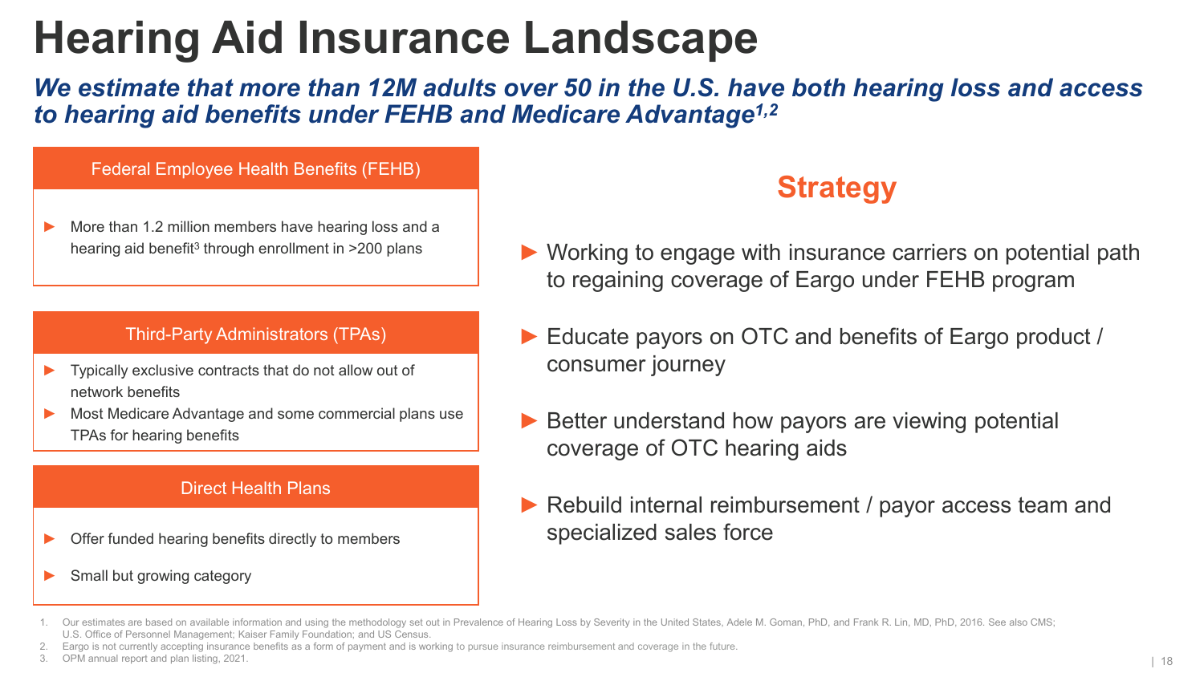# Hearing Aid Insurance Landscape

***We estimate that more than 12M adults over 50 in the U.S. have both hearing loss and access to hearing aid benefits under FEHB and Medicare Advantage[1,2]***

### Federal Employee Health Benefits (FEHB)

- More than 1.2 million members have hearing loss and a hearing aid benefit[3] through enrollment in >200 plans

### Third-Party Administrators (TPAs)

- Typically exclusive contracts that do not allow out of network benefits
- Most Medicare Advantage and some commercial plans use TPAs for hearing benefits

### Direct Health Plans

- Offer funded hearing benefits directly to members
- Small but growing category

## Strategy

- Working to engage with insurance carriers on potential path to regaining coverage of Eargo under FEHB program
- Educate payors on OTC and benefits of Eargo product / consumer journey
- Better understand how payors are viewing potential coverage of OTC hearing aids
- Rebuild internal reimbursement / payor access team and specialized sales force

1. Our estimates are based on available information and using the methodology set out in Prevalence of Hearing Loss by Severity in the United States, Adele M. Goman, PhD, and Frank R. Lin, MD, PhD, 2016. See also CMS; U.S. Office of Personnel Management; Kaiser Family Foundation; and US Census.
2. Eargo is not currently accepting insurance benefits as a form of payment and is working to pursue insurance reimbursement and coverage in the future.
3. OPM annual report and plan listing, 2021.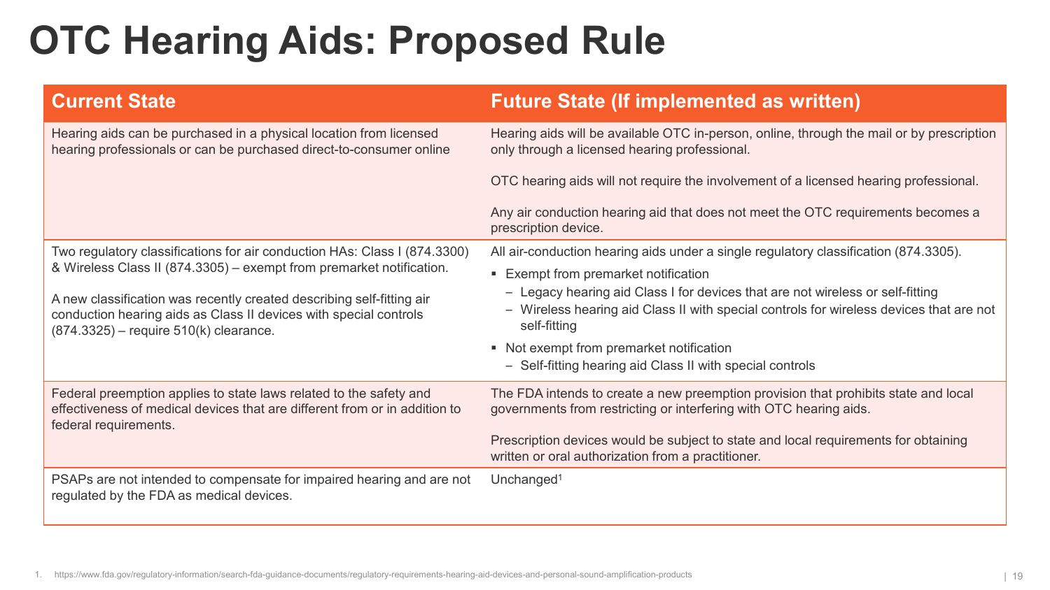# OTC Hearing Aids: Proposed Rule

| Current State | Future State (If implemented as written) |
| --- | --- |
| Hearing aids can be purchased in a physical location from licensed hearing professionals or can be purchased direct-to-consumer online | Hearing aids will be available OTC in-person, online, through the mail or by prescription only through a licensed hearing professional.<br><br>OTC hearing aids will not require the involvement of a licensed hearing professional.<br><br>Any air conduction hearing aid that does not meet the OTC requirements becomes a prescription device. |
| Two regulatory classifications for air conduction HAs: Class I (874.3300) & Wireless Class II (874.3305) – exempt from premarket notification.<br><br>A new classification was recently created describing self-fitting air conduction hearing aids as Class II devices with special controls (874.3325) – require 510(k) clearance. | All air-conduction hearing aids under a single regulatory classification (874.3305).<br>▪ Exempt from premarket notification<br>– Legacy hearing aid Class I for devices that are not wireless or self-fitting<br>– Wireless hearing aid Class II with special controls for wireless devices that are not self-fitting<br>▪ Not exempt from premarket notification<br>– Self-fitting hearing aid Class II with special controls |
| Federal preemption applies to state laws related to the safety and effectiveness of medical devices that are different from or in addition to federal requirements. | The FDA intends to create a new preemption provision that prohibits state and local governments from restricting or interfering with OTC hearing aids.<br><br>Prescription devices would be subject to state and local requirements for obtaining written or oral authorization from a practitioner. |
| PSAPs are not intended to compensate for impaired hearing and are not regulated by the FDA as medical devices. | Unchanged[1] |

1. https://www.fda.gov/regulatory-information/search-fda-guidance-documents/regulatory-requirements-hearing-aid-devices-and-personal-sound-amplification-products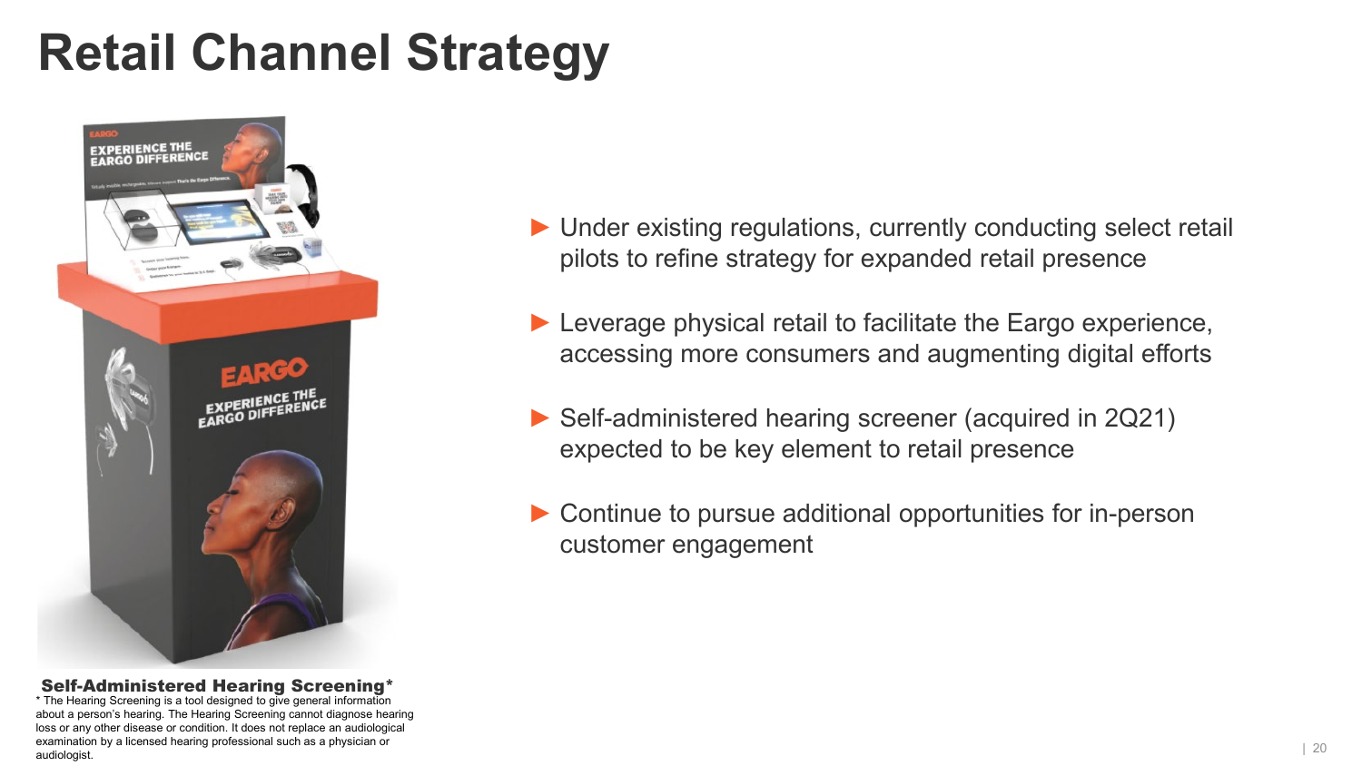# Retail Channel Strategy

- Under existing regulations, currently conducting select retail pilots to refine strategy for expanded retail presence
- Leverage physical retail to facilitate the Eargo experience, accessing more consumers and augmenting digital efforts
- Self-administered hearing screener (acquired in 2Q21) expected to be key element to retail presence
- Continue to pursue additional opportunities for in-person customer engagement

**Self-Administered Hearing Screening***

* The Hearing Screening is a tool designed to give general information about a person's hearing. The Hearing Screening cannot diagnose hearing loss or any other disease or condition. It does not replace an audiological examination by a licensed hearing professional such as a physician or audiologist.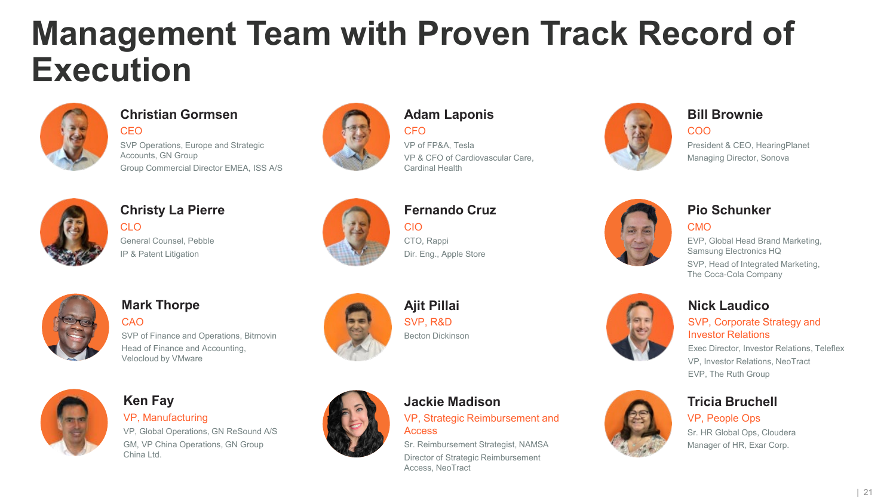# Management Team with Proven Track Record of Execution

### Christian Gormsen
CEO

SVP Operations, Europe and Strategic Accounts, GN Group

Group Commercial Director EMEA, ISS A/S

### Adam Laponis
CFO

VP of FP&A, Tesla

VP & CFO of Cardiovascular Care, Cardinal Health

### Bill Brownie
COO

President & CEO, HearingPlanet

Managing Director, Sonova

### Christy La Pierre
CLO

General Counsel, Pebble

IP & Patent Litigation

### Fernando Cruz
CIO

CTO, Rappi

Dir. Eng., Apple Store

### Pio Schunker
CMO

EVP, Global Head Brand Marketing, Samsung Electronics HQ

SVP, Head of Integrated Marketing, The Coca-Cola Company

### Mark Thorpe
CAO

SVP of Finance and Operations, Bitmovin

Head of Finance and Accounting, Velocloud by VMware

### Ajit Pillai
SVP, R&D

Becton Dickinson

### Nick Laudico
SVP, Corporate Strategy and Investor Relations

Exec Director, Investor Relations, Teleflex

VP, Investor Relations, NeoTract

EVP, The Ruth Group

### Ken Fay
VP, Manufacturing

VP, Global Operations, GN ReSound A/S

GM, VP China Operations, GN Group China Ltd.

### Jackie Madison
VP, Strategic Reimbursement and Access

Sr. Reimbursement Strategist, NAMSA

Director of Strategic Reimbursement Access, NeoTract

### Tricia Bruchell
VP, People Ops

Sr. HR Global Ops, Cloudera

Manager of HR, Exar Corp.